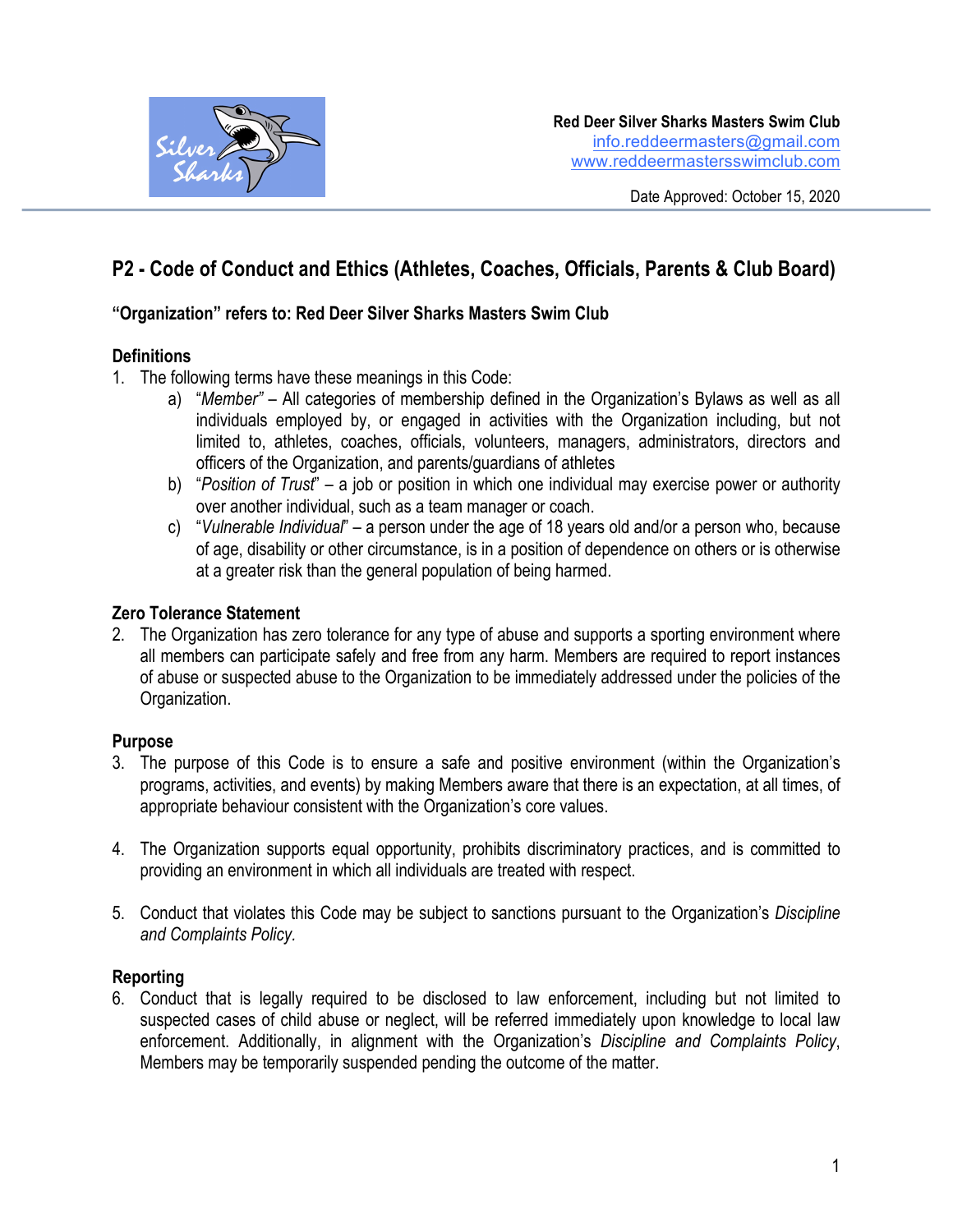**Red Deer Silver Sharks Masters Swim Club**
info.reddeermasters@gmail.com
www.reddeermastersswimclub.com

Date Approved: October 15, 2020

# P2 - Code of Conduct and Ethics (Athletes, Coaches, Officials, Parents & Club Board)

**"Organization" refers to: Red Deer Silver Sharks Masters Swim Club**

## Definitions

1. The following terms have these meanings in this Code:
   a) "*Member"* – All categories of membership defined in the Organization's Bylaws as well as all individuals employed by, or engaged in activities with the Organization including, but not limited to, athletes, coaches, officials, volunteers, managers, administrators, directors and officers of the Organization, and parents/guardians of athletes
   b) "*Position of Trust*" – a job or position in which one individual may exercise power or authority over another individual, such as a team manager or coach.
   c) "*Vulnerable Individual*" – a person under the age of 18 years old and/or a person who, because of age, disability or other circumstance, is in a position of dependence on others or is otherwise at a greater risk than the general population of being harmed.

## Zero Tolerance Statement

2. The Organization has zero tolerance for any type of abuse and supports a sporting environment where all members can participate safely and free from any harm. Members are required to report instances of abuse or suspected abuse to the Organization to be immediately addressed under the policies of the Organization.

## Purpose

3. The purpose of this Code is to ensure a safe and positive environment (within the Organization's programs, activities, and events) by making Members aware that there is an expectation, at all times, of appropriate behaviour consistent with the Organization's core values.

4. The Organization supports equal opportunity, prohibits discriminatory practices, and is committed to providing an environment in which all individuals are treated with respect.

5. Conduct that violates this Code may be subject to sanctions pursuant to the Organization's *Discipline and Complaints Policy.*

## Reporting

6. Conduct that is legally required to be disclosed to law enforcement, including but not limited to suspected cases of child abuse or neglect, will be referred immediately upon knowledge to local law enforcement. Additionally, in alignment with the Organization's *Discipline and Complaints Policy*, Members may be temporarily suspended pending the outcome of the matter.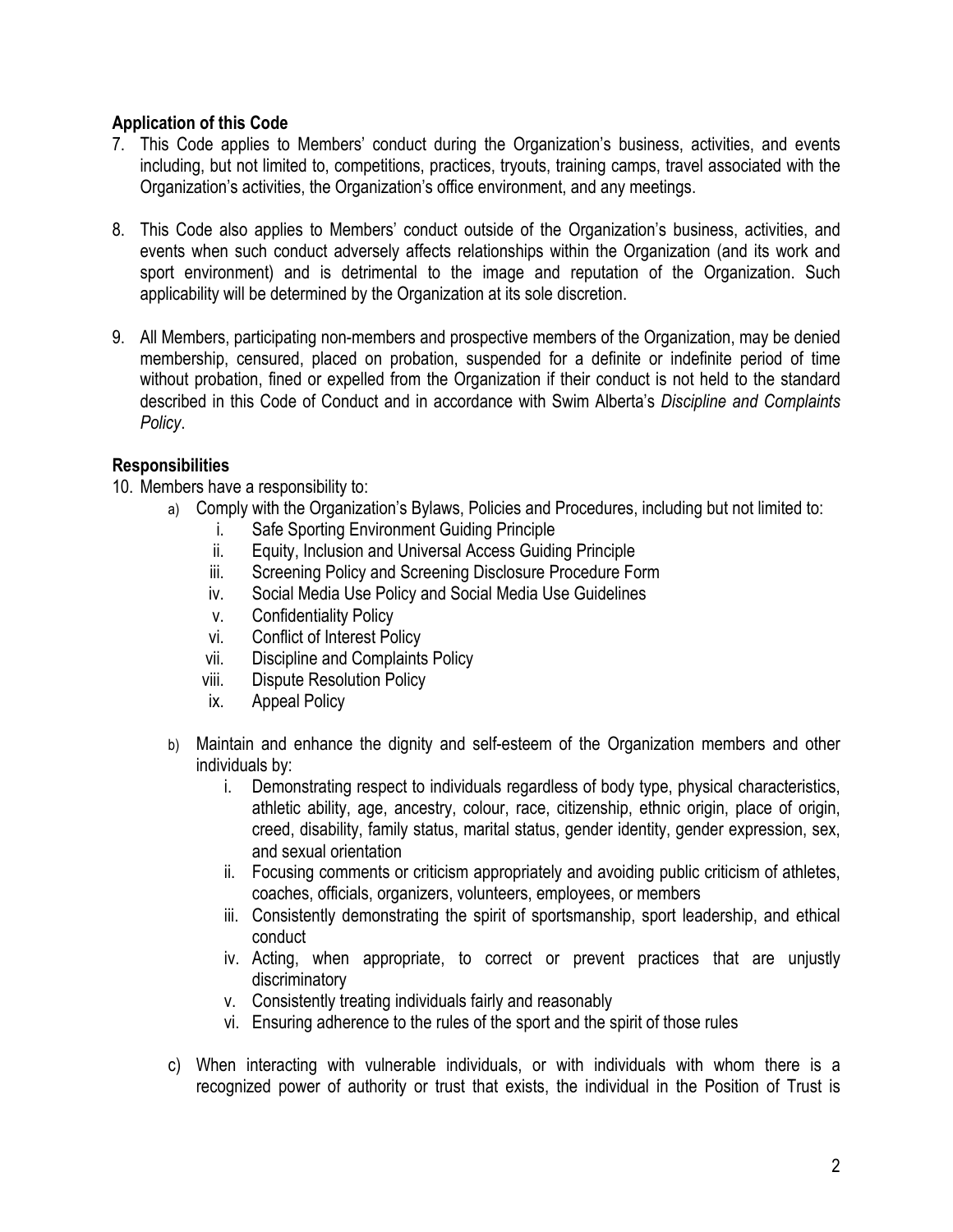**Application of this Code**

7. This Code applies to Members' conduct during the Organization's business, activities, and events including, but not limited to, competitions, practices, tryouts, training camps, travel associated with the Organization's activities, the Organization's office environment, and any meetings.

8. This Code also applies to Members' conduct outside of the Organization's business, activities, and events when such conduct adversely affects relationships within the Organization (and its work and sport environment) and is detrimental to the image and reputation of the Organization. Such applicability will be determined by the Organization at its sole discretion.

9. All Members, participating non-members and prospective members of the Organization, may be denied membership, censured, placed on probation, suspended for a definite or indefinite period of time without probation, fined or expelled from the Organization if their conduct is not held to the standard described in this Code of Conduct and in accordance with Swim Alberta's *Discipline and Complaints Policy*.

**Responsibilities**

10. Members have a responsibility to:
    a) Comply with the Organization's Bylaws, Policies and Procedures, including but not limited to:
        i. Safe Sporting Environment Guiding Principle
        ii. Equity, Inclusion and Universal Access Guiding Principle
        iii. Screening Policy and Screening Disclosure Procedure Form
        iv. Social Media Use Policy and Social Media Use Guidelines
        v. Confidentiality Policy
        vi. Conflict of Interest Policy
        vii. Discipline and Complaints Policy
        viii. Dispute Resolution Policy
        ix. Appeal Policy

    b) Maintain and enhance the dignity and self-esteem of the Organization members and other individuals by:
        i. Demonstrating respect to individuals regardless of body type, physical characteristics, athletic ability, age, ancestry, colour, race, citizenship, ethnic origin, place of origin, creed, disability, family status, marital status, gender identity, gender expression, sex, and sexual orientation
        ii. Focusing comments or criticism appropriately and avoiding public criticism of athletes, coaches, officials, organizers, volunteers, employees, or members
        iii. Consistently demonstrating the spirit of sportsmanship, sport leadership, and ethical conduct
        iv. Acting, when appropriate, to correct or prevent practices that are unjustly discriminatory
        v. Consistently treating individuals fairly and reasonably
        vi. Ensuring adherence to the rules of the sport and the spirit of those rules

    c) When interacting with vulnerable individuals, or with individuals with whom there is a recognized power of authority or trust that exists, the individual in the Position of Trust is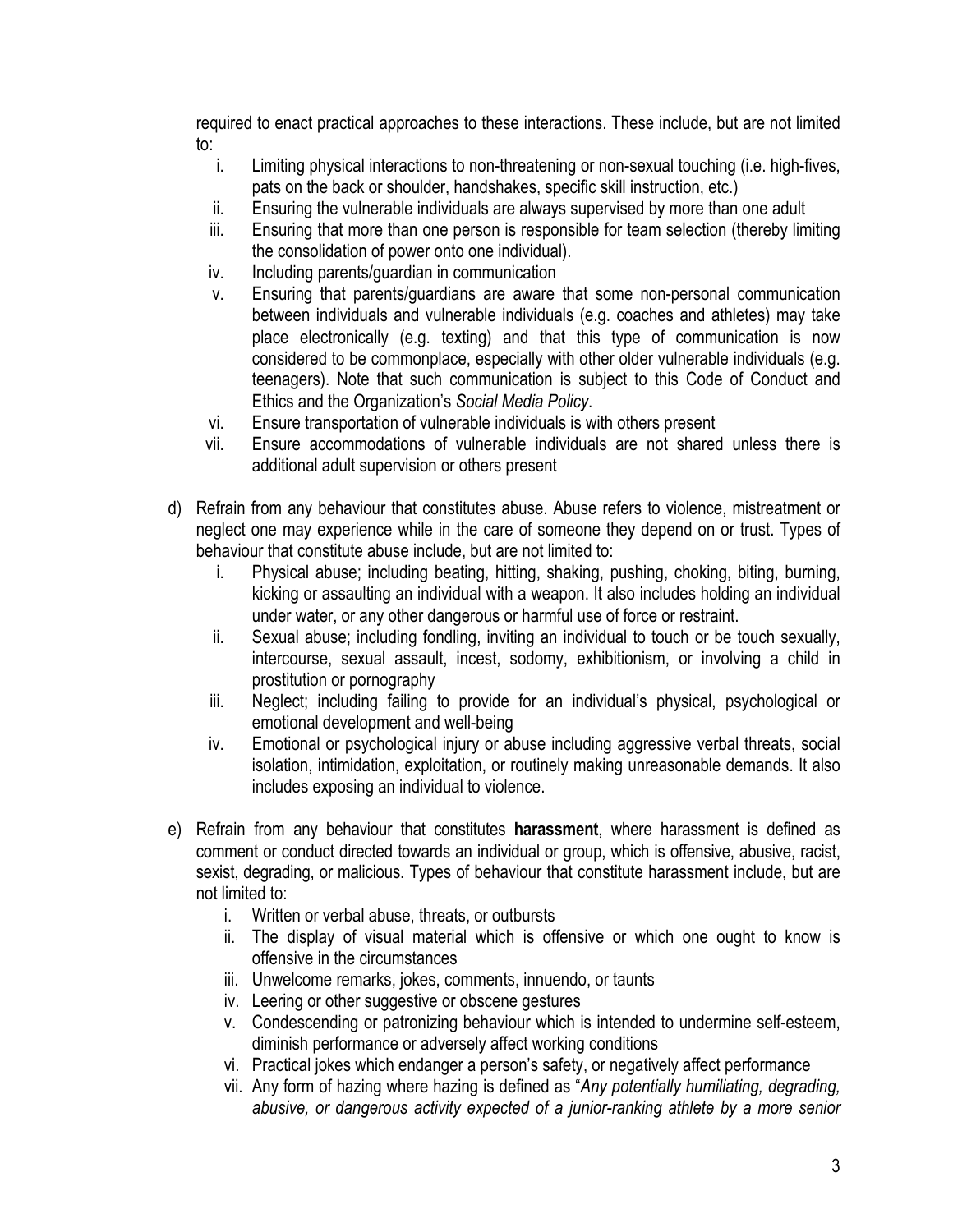required to enact practical approaches to these interactions. These include, but are not limited to:

   i. Limiting physical interactions to non-threatening or non-sexual touching (i.e. high-fives, pats on the back or shoulder, handshakes, specific skill instruction, etc.)
   ii. Ensuring the vulnerable individuals are always supervised by more than one adult
   iii. Ensuring that more than one person is responsible for team selection (thereby limiting the consolidation of power onto one individual).
   iv. Including parents/guardian in communication
   v. Ensuring that parents/guardians are aware that some non-personal communication between individuals and vulnerable individuals (e.g. coaches and athletes) may take place electronically (e.g. texting) and that this type of communication is now considered to be commonplace, especially with other older vulnerable individuals (e.g. teenagers). Note that such communication is subject to this Code of Conduct and Ethics and the Organization's *Social Media Policy*.
   vi. Ensure transportation of vulnerable individuals is with others present
   vii. Ensure accommodations of vulnerable individuals are not shared unless there is additional adult supervision or others present

d) Refrain from any behaviour that constitutes abuse. Abuse refers to violence, mistreatment or neglect one may experience while in the care of someone they depend on or trust. Types of behaviour that constitute abuse include, but are not limited to:

   i. Physical abuse; including beating, hitting, shaking, pushing, choking, biting, burning, kicking or assaulting an individual with a weapon. It also includes holding an individual under water, or any other dangerous or harmful use of force or restraint.
   ii. Sexual abuse; including fondling, inviting an individual to touch or be touch sexually, intercourse, sexual assault, incest, sodomy, exhibitionism, or involving a child in prostitution or pornography
   iii. Neglect; including failing to provide for an individual's physical, psychological or emotional development and well-being
   iv. Emotional or psychological injury or abuse including aggressive verbal threats, social isolation, intimidation, exploitation, or routinely making unreasonable demands. It also includes exposing an individual to violence.

e) Refrain from any behaviour that constitutes **harassment**, where harassment is defined as comment or conduct directed towards an individual or group, which is offensive, abusive, racist, sexist, degrading, or malicious. Types of behaviour that constitute harassment include, but are not limited to:

   i. Written or verbal abuse, threats, or outbursts
   ii. The display of visual material which is offensive or which one ought to know is offensive in the circumstances
   iii. Unwelcome remarks, jokes, comments, innuendo, or taunts
   iv. Leering or other suggestive or obscene gestures
   v. Condescending or patronizing behaviour which is intended to undermine self-esteem, diminish performance or adversely affect working conditions
   vi. Practical jokes which endanger a person's safety, or negatively affect performance
   vii. Any form of hazing where hazing is defined as "*Any potentially humiliating, degrading, abusive, or dangerous activity expected of a junior-ranking athlete by a more senior*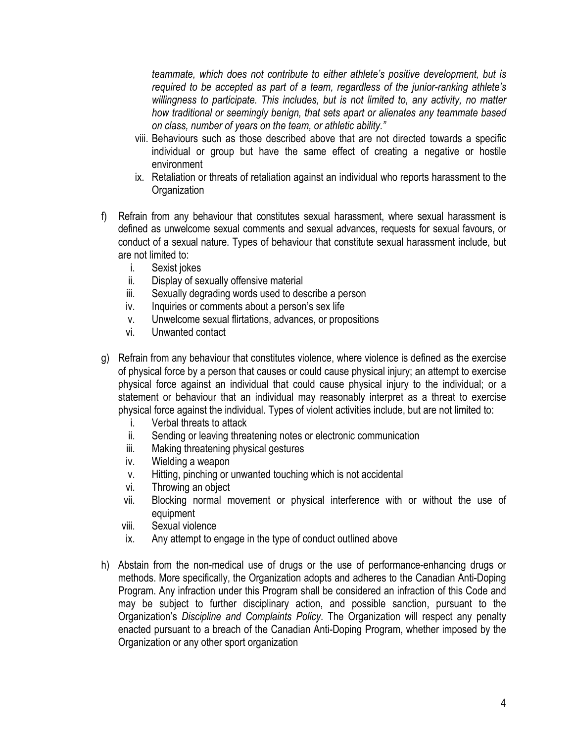*teammate, which does not contribute to either athlete's positive development, but is required to be accepted as part of a team, regardless of the junior-ranking athlete's willingness to participate. This includes, but is not limited to, any activity, no matter how traditional or seemingly benign, that sets apart or alienates any teammate based on class, number of years on the team, or athletic ability."*

viii. Behaviours such as those described above that are not directed towards a specific individual or group but have the same effect of creating a negative or hostile environment

ix. Retaliation or threats of retaliation against an individual who reports harassment to the Organization

f) Refrain from any behaviour that constitutes sexual harassment, where sexual harassment is defined as unwelcome sexual comments and sexual advances, requests for sexual favours, or conduct of a sexual nature. Types of behaviour that constitute sexual harassment include, but are not limited to:

   i. Sexist jokes
   ii. Display of sexually offensive material
   iii. Sexually degrading words used to describe a person
   iv. Inquiries or comments about a person's sex life
   v. Unwelcome sexual flirtations, advances, or propositions
   vi. Unwanted contact

g) Refrain from any behaviour that constitutes violence, where violence is defined as the exercise of physical force by a person that causes or could cause physical injury; an attempt to exercise physical force against an individual that could cause physical injury to the individual; or a statement or behaviour that an individual may reasonably interpret as a threat to exercise physical force against the individual. Types of violent activities include, but are not limited to:

   i. Verbal threats to attack
   ii. Sending or leaving threatening notes or electronic communication
   iii. Making threatening physical gestures
   iv. Wielding a weapon
   v. Hitting, pinching or unwanted touching which is not accidental
   vi. Throwing an object
   vii. Blocking normal movement or physical interference with or without the use of equipment
   viii. Sexual violence
   ix. Any attempt to engage in the type of conduct outlined above

h) Abstain from the non-medical use of drugs or the use of performance-enhancing drugs or methods. More specifically, the Organization adopts and adheres to the Canadian Anti-Doping Program. Any infraction under this Program shall be considered an infraction of this Code and may be subject to further disciplinary action, and possible sanction, pursuant to the Organization's *Discipline and Complaints Policy*. The Organization will respect any penalty enacted pursuant to a breach of the Canadian Anti-Doping Program, whether imposed by the Organization or any other sport organization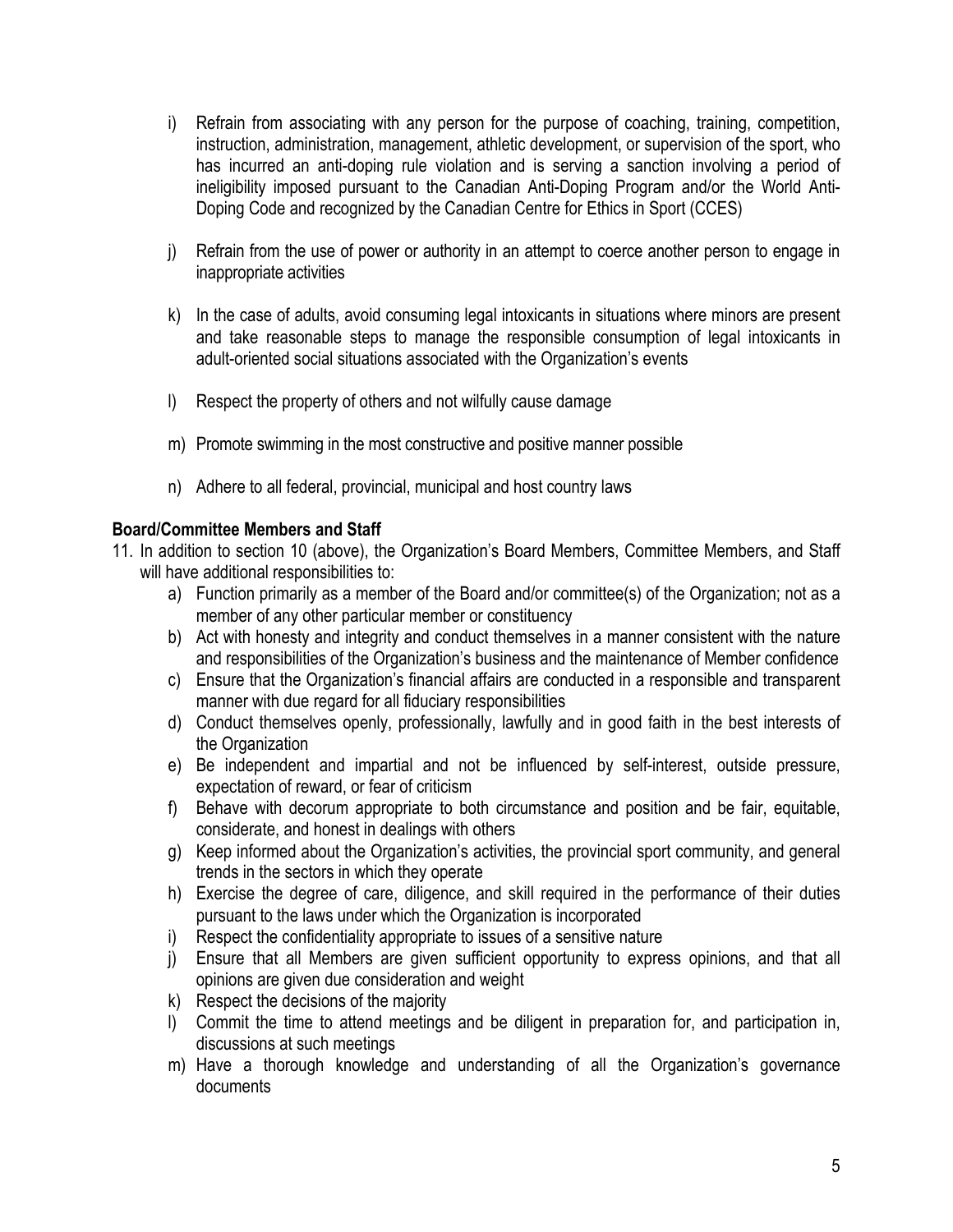i) Refrain from associating with any person for the purpose of coaching, training, competition, instruction, administration, management, athletic development, or supervision of the sport, who has incurred an anti-doping rule violation and is serving a sanction involving a period of ineligibility imposed pursuant to the Canadian Anti-Doping Program and/or the World Anti-Doping Code and recognized by the Canadian Centre for Ethics in Sport (CCES)

j) Refrain from the use of power or authority in an attempt to coerce another person to engage in inappropriate activities

k) In the case of adults, avoid consuming legal intoxicants in situations where minors are present and take reasonable steps to manage the responsible consumption of legal intoxicants in adult-oriented social situations associated with the Organization's events

l) Respect the property of others and not wilfully cause damage

m) Promote swimming in the most constructive and positive manner possible

n) Adhere to all federal, provincial, municipal and host country laws

**Board/Committee Members and Staff**

11. In addition to section 10 (above), the Organization's Board Members, Committee Members, and Staff will have additional responsibilities to:
    a) Function primarily as a member of the Board and/or committee(s) of the Organization; not as a member of any other particular member or constituency
    b) Act with honesty and integrity and conduct themselves in a manner consistent with the nature and responsibilities of the Organization's business and the maintenance of Member confidence
    c) Ensure that the Organization's financial affairs are conducted in a responsible and transparent manner with due regard for all fiduciary responsibilities
    d) Conduct themselves openly, professionally, lawfully and in good faith in the best interests of the Organization
    e) Be independent and impartial and not be influenced by self-interest, outside pressure, expectation of reward, or fear of criticism
    f) Behave with decorum appropriate to both circumstance and position and be fair, equitable, considerate, and honest in dealings with others
    g) Keep informed about the Organization's activities, the provincial sport community, and general trends in the sectors in which they operate
    h) Exercise the degree of care, diligence, and skill required in the performance of their duties pursuant to the laws under which the Organization is incorporated
    i) Respect the confidentiality appropriate to issues of a sensitive nature
    j) Ensure that all Members are given sufficient opportunity to express opinions, and that all opinions are given due consideration and weight
    k) Respect the decisions of the majority
    l) Commit the time to attend meetings and be diligent in preparation for, and participation in, discussions at such meetings
    m) Have a thorough knowledge and understanding of all the Organization's governance documents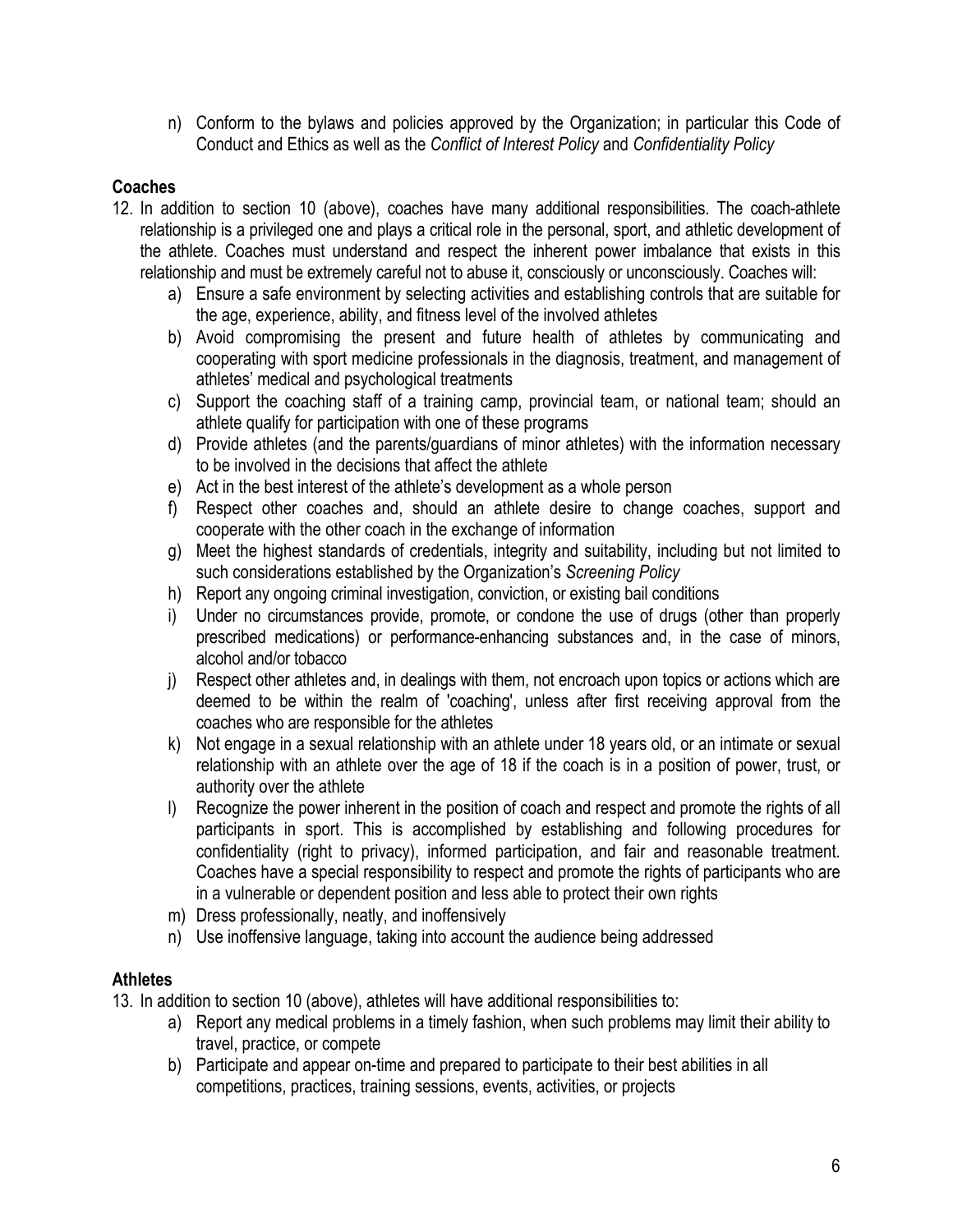n) Conform to the bylaws and policies approved by the Organization; in particular this Code of Conduct and Ethics as well as the *Conflict of Interest Policy* and *Confidentiality Policy*

**Coaches**

12. In addition to section 10 (above), coaches have many additional responsibilities. The coach-athlete relationship is a privileged one and plays a critical role in the personal, sport, and athletic development of the athlete. Coaches must understand and respect the inherent power imbalance that exists in this relationship and must be extremely careful not to abuse it, consciously or unconsciously. Coaches will:
    a) Ensure a safe environment by selecting activities and establishing controls that are suitable for the age, experience, ability, and fitness level of the involved athletes
    b) Avoid compromising the present and future health of athletes by communicating and cooperating with sport medicine professionals in the diagnosis, treatment, and management of athletes' medical and psychological treatments
    c) Support the coaching staff of a training camp, provincial team, or national team; should an athlete qualify for participation with one of these programs
    d) Provide athletes (and the parents/guardians of minor athletes) with the information necessary to be involved in the decisions that affect the athlete
    e) Act in the best interest of the athlete's development as a whole person
    f) Respect other coaches and, should an athlete desire to change coaches, support and cooperate with the other coach in the exchange of information
    g) Meet the highest standards of credentials, integrity and suitability, including but not limited to such considerations established by the Organization's *Screening Policy*
    h) Report any ongoing criminal investigation, conviction, or existing bail conditions
    i) Under no circumstances provide, promote, or condone the use of drugs (other than properly prescribed medications) or performance-enhancing substances and, in the case of minors, alcohol and/or tobacco
    j) Respect other athletes and, in dealings with them, not encroach upon topics or actions which are deemed to be within the realm of 'coaching', unless after first receiving approval from the coaches who are responsible for the athletes
    k) Not engage in a sexual relationship with an athlete under 18 years old, or an intimate or sexual relationship with an athlete over the age of 18 if the coach is in a position of power, trust, or authority over the athlete
    l) Recognize the power inherent in the position of coach and respect and promote the rights of all participants in sport. This is accomplished by establishing and following procedures for confidentiality (right to privacy), informed participation, and fair and reasonable treatment. Coaches have a special responsibility to respect and promote the rights of participants who are in a vulnerable or dependent position and less able to protect their own rights
    m) Dress professionally, neatly, and inoffensively
    n) Use inoffensive language, taking into account the audience being addressed

**Athletes**

13. In addition to section 10 (above), athletes will have additional responsibilities to:
    a) Report any medical problems in a timely fashion, when such problems may limit their ability to travel, practice, or compete
    b) Participate and appear on-time and prepared to participate to their best abilities in all competitions, practices, training sessions, events, activities, or projects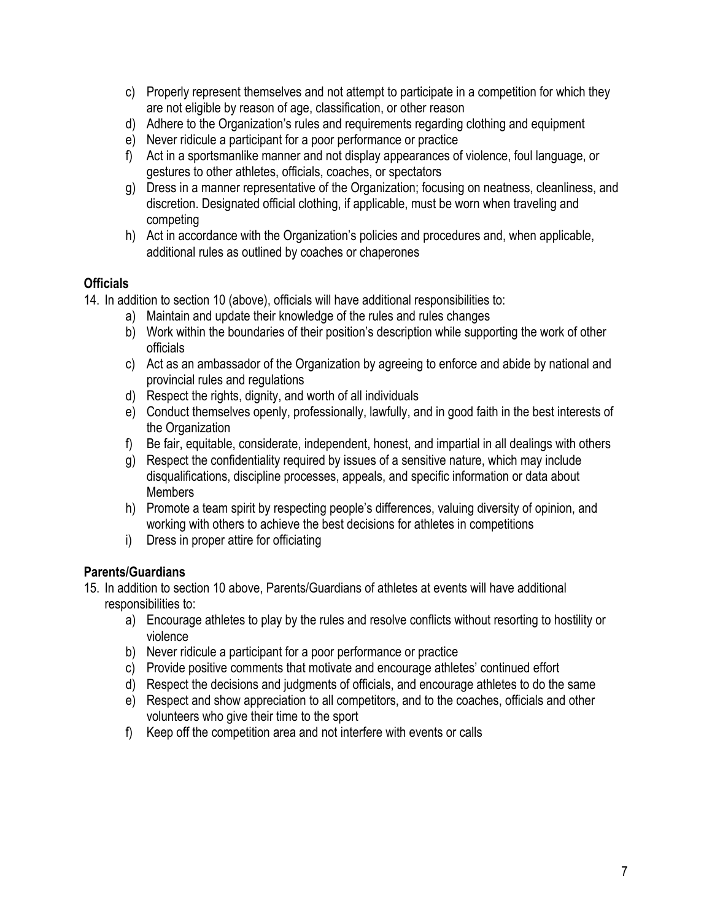c) Properly represent themselves and not attempt to participate in a competition for which they are not eligible by reason of age, classification, or other reason
d) Adhere to the Organization's rules and requirements regarding clothing and equipment
e) Never ridicule a participant for a poor performance or practice
f) Act in a sportsmanlike manner and not display appearances of violence, foul language, or gestures to other athletes, officials, coaches, or spectators
g) Dress in a manner representative of the Organization; focusing on neatness, cleanliness, and discretion. Designated official clothing, if applicable, must be worn when traveling and competing
h) Act in accordance with the Organization's policies and procedures and, when applicable, additional rules as outlined by coaches or chaperones

**Officials**

14. In addition to section 10 (above), officials will have additional responsibilities to:
    a) Maintain and update their knowledge of the rules and rules changes
    b) Work within the boundaries of their position's description while supporting the work of other officials
    c) Act as an ambassador of the Organization by agreeing to enforce and abide by national and provincial rules and regulations
    d) Respect the rights, dignity, and worth of all individuals
    e) Conduct themselves openly, professionally, lawfully, and in good faith in the best interests of the Organization
    f) Be fair, equitable, considerate, independent, honest, and impartial in all dealings with others
    g) Respect the confidentiality required by issues of a sensitive nature, which may include disqualifications, discipline processes, appeals, and specific information or data about Members
    h) Promote a team spirit by respecting people's differences, valuing diversity of opinion, and working with others to achieve the best decisions for athletes in competitions
    i) Dress in proper attire for officiating

**Parents/Guardians**

15. In addition to section 10 above, Parents/Guardians of athletes at events will have additional responsibilities to:
    a) Encourage athletes to play by the rules and resolve conflicts without resorting to hostility or violence
    b) Never ridicule a participant for a poor performance or practice
    c) Provide positive comments that motivate and encourage athletes' continued effort
    d) Respect the decisions and judgments of officials, and encourage athletes to do the same
    e) Respect and show appreciation to all competitors, and to the coaches, officials and other volunteers who give their time to the sport
    f) Keep off the competition area and not interfere with events or calls